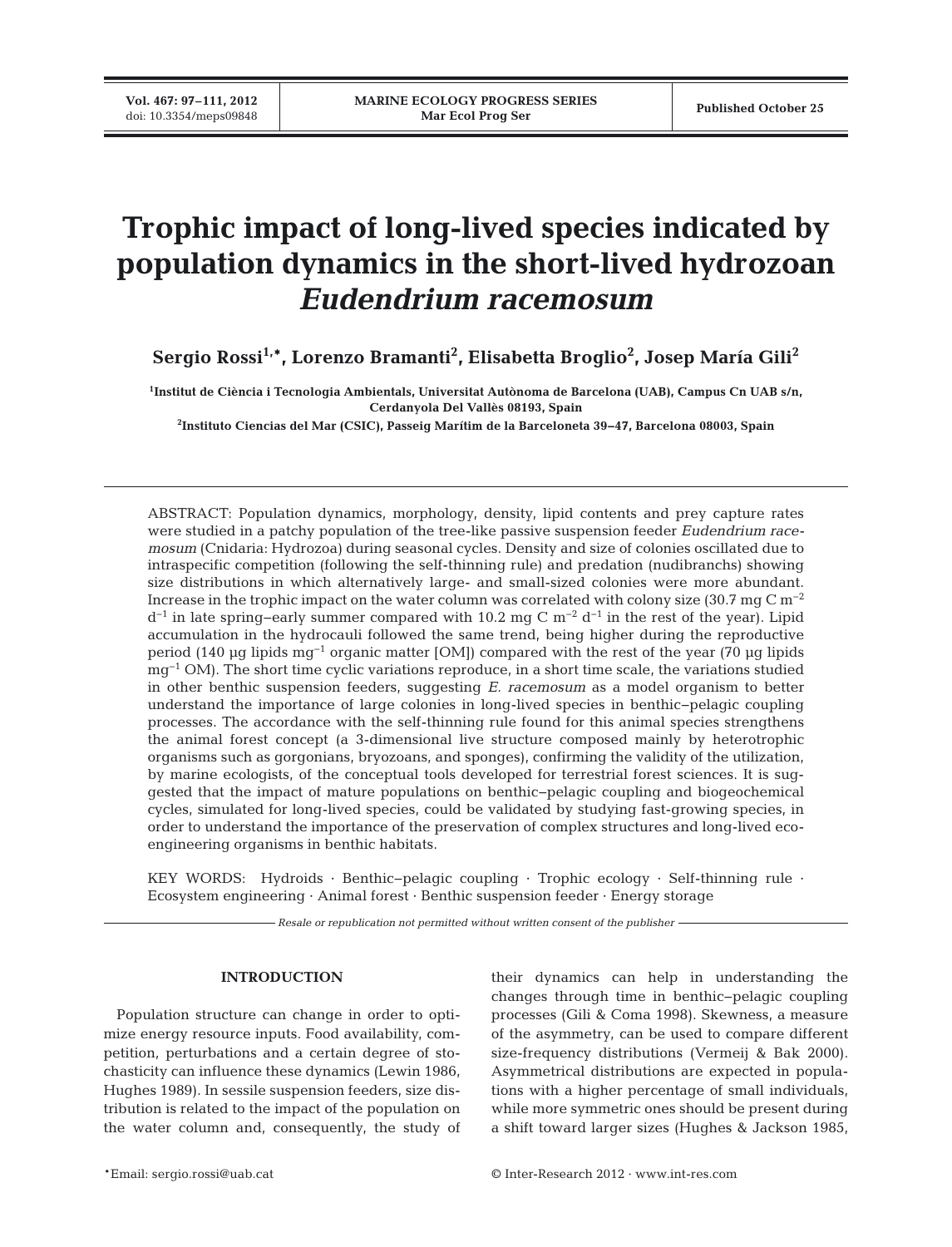# Trophic impact of long-lived species indicated by population dynamics in the short-lived hydrozoan *Eudendrium racemosum*

**Sergio Rossi[1,*], Lorenzo Bramanti[2], Elisabetta Broglio[2], Josep María Gili[2]**

[1]Institut de Ciència i Tecnologia Ambientals, Universitat Autònoma de Barcelona (UAB), Campus Cn UAB s/n, Cerdanyola Del Vallès 08193, Spain

[2]Instituto Ciencias del Mar (CSIC), Passeig Marítim de la Barceloneta 39–47, Barcelona 08003, Spain

ABSTRACT: Population dynamics, morphology, density, lipid contents and prey capture rates were studied in a patchy population of the tree-like passive suspension feeder *Eudendrium racemosum* (Cnidaria: Hydrozoa) during seasonal cycles. Density and size of colonies oscillated due to intraspecific competition (following the self-thinning rule) and predation (nudibranchs) showing size distributions in which alternatively large- and small-sized colonies were more abundant. Increase in the trophic impact on the water column was correlated with colony size (30.7 mg C m$^{-2}$ d$^{-1}$ in late spring–early summer compared with 10.2 mg C m$^{-2}$ d$^{-1}$ in the rest of the year). Lipid accumulation in the hydrocauli followed the same trend, being higher during the reproductive period (140 µg lipids mg$^{-1}$ organic matter [OM]) compared with the rest of the year (70 µg lipids mg$^{-1}$ OM). The short time cyclic variations reproduce, in a short time scale, the variations studied in other benthic suspension feeders, suggesting *E. racemosum* as a model organism to better understand the importance of large colonies in long-lived species in benthic–pelagic coupling processes. The accordance with the self-thinning rule found for this animal species strengthens the animal forest concept (a 3-dimensional live structure composed mainly by heterotrophic organisms such as gorgonians, bryozoans, and sponges), confirming the validity of the utilization, by marine ecologists, of the conceptual tools developed for terrestrial forest sciences. It is suggested that the impact of mature populations on benthic–pelagic coupling and biogeochemical cycles, simulated for long-lived species, could be validated by studying fast-growing species, in order to understand the importance of the preservation of complex structures and long-lived eco-engineering organisms in benthic habitats.

KEY WORDS: Hydroids · Benthic–pelagic coupling · Trophic ecology · Self-thinning rule · Ecosystem engineering · Animal forest · Benthic suspension feeder · Energy storage

*Resale or republication not permitted without written consent of the publisher*

## INTRODUCTION

Population structure can change in order to optimize energy resource inputs. Food availability, competition, perturbations and a certain degree of stochasticity can influence these dynamics (Lewin 1986, Hughes 1989). In sessile suspension feeders, size distribution is related to the impact of the population on the water column and, consequently, the study of their dynamics can help in understanding the changes through time in benthic–pelagic coupling processes (Gili & Coma 1998). Skewness, a measure of the asymmetry, can be used to compare different size-frequency distributions (Vermeij & Bak 2000). Asymmetrical distributions are expected in populations with a higher percentage of small individuals, while more symmetric ones should be present during a shift toward larger sizes (Hughes & Jackson 1985,

*Email: sergio.rossi@uab.cat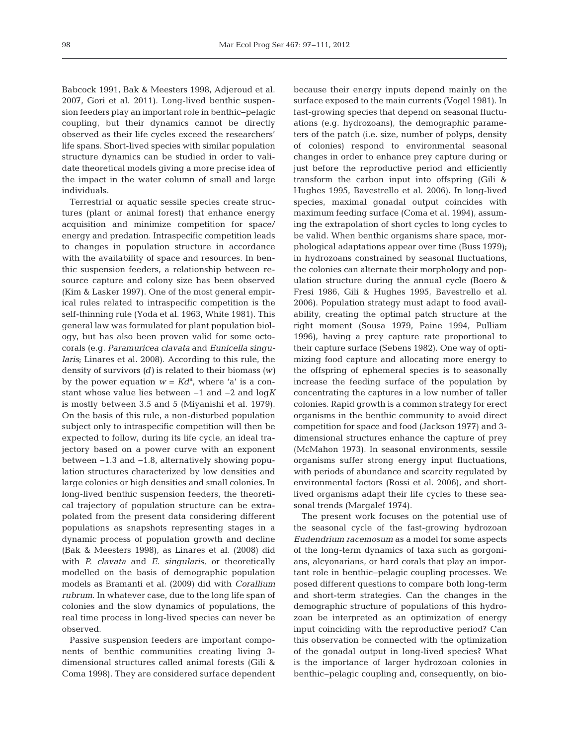Babcock 1991, Bak & Meesters 1998, Adjeroud et al. 2007, Gori et al. 2011). Long-lived benthic suspension feeders play an important role in benthic–pelagic coupling, but their dynamics cannot be directly observed as their life cycles exceed the researchers' life spans. Short-lived species with similar population structure dynamics can be studied in order to validate theoretical models giving a more precise idea of the impact in the water column of small and large individuals.

Terrestrial or aquatic sessile species create structures (plant or animal forest) that enhance energy acquisition and minimize competition for space/energy and predation. Intraspecific competition leads to changes in population structure in accordance with the availability of space and resources. In benthic suspension feeders, a relationship between resource capture and colony size has been observed (Kim & Lasker 1997). One of the most general empirical rules related to intraspecific competition is the self-thinning rule (Yoda et al. 1963, White 1981). This general law was formulated for plant population biology, but has also been proven valid for some octocorals (e.g. *Paramuricea clavata* and *Eunicella singularis*; Linares et al. 2008). According to this rule, the density of survivors ($d$) is related to their biomass ($w$) by the power equation $w = Kd^a$, where 'a' is a constant whose value lies between −1 and −2 and $\log K$ is mostly between 3.5 and 5 (Miyanishi et al. 1979). On the basis of this rule, a non-disturbed population subject only to intraspecific competition will then be expected to follow, during its life cycle, an ideal trajectory based on a power curve with an exponent between −1.3 and −1.8, alternatively showing population structures characterized by low densities and large colonies or high densities and small colonies. In long-lived benthic suspension feeders, the theoretical trajectory of population structure can be extrapolated from the present data considering different populations as snapshots representing stages in a dynamic process of population growth and decline (Bak & Meesters 1998), as Linares et al. (2008) did with *P. clavata* and *E. singularis*, or theoretically modelled on the basis of demographic population models as Bramanti et al. (2009) did with *Corallium rubrum*. In whatever case, due to the long life span of colonies and the slow dynamics of populations, the real time process in long-lived species can never be observed.

Passive suspension feeders are important components of benthic communities creating living 3-dimensional structures called animal forests (Gili & Coma 1998). They are considered surface dependent because their energy inputs depend mainly on the surface exposed to the main currents (Vogel 1981). In fast-growing species that depend on seasonal fluctuations (e.g. hydrozoans), the demographic parameters of the patch (i.e. size, number of polyps, density of colonies) respond to environmental seasonal changes in order to enhance prey capture during or just before the reproductive period and efficiently transform the carbon input into offspring (Gili & Hughes 1995, Bavestrello et al. 2006). In long-lived species, maximal gonadal output coincides with maximum feeding surface (Coma et al. 1994), assuming the extrapolation of short cycles to long cycles to be valid. When benthic organisms share space, morphological adaptations appear over time (Buss 1979); in hydrozoans constrained by seasonal fluctuations, the colonies can alternate their morphology and population structure during the annual cycle (Boero & Fresi 1986, Gili & Hughes 1995, Bavestrello et al. 2006). Population strategy must adapt to food availability, creating the optimal patch structure at the right moment (Sousa 1979, Paine 1994, Pulliam 1996), having a prey capture rate proportional to their capture surface (Sebens 1982). One way of optimizing food capture and allocating more energy to the offspring of ephemeral species is to seasonally increase the feeding surface of the population by concentrating the captures in a low number of taller colonies. Rapid growth is a common strategy for erect organisms in the benthic community to avoid direct competition for space and food (Jackson 1977) and 3-dimensional structures enhance the capture of prey (McMahon 1973). In seasonal environments, sessile organisms suffer strong energy input fluctuations, with periods of abundance and scarcity regulated by environmental factors (Rossi et al. 2006), and short-lived organisms adapt their life cycles to these seasonal trends (Margalef 1974).

The present work focuses on the potential use of the seasonal cycle of the fast-growing hydrozoan *Eudendrium racemosum* as a model for some aspects of the long-term dynamics of taxa such as gorgonians, alcyonarians, or hard corals that play an important role in benthic–pelagic coupling processes. We posed different questions to compare both long-term and short-term strategies. Can the changes in the demographic structure of populations of this hydrozoan be interpreted as an optimization of energy input coinciding with the reproductive period? Can this observation be connected with the optimization of the gonadal output in long-lived species? What is the importance of larger hydrozoan colonies in benthic–pelagic coupling and, consequently, on bio-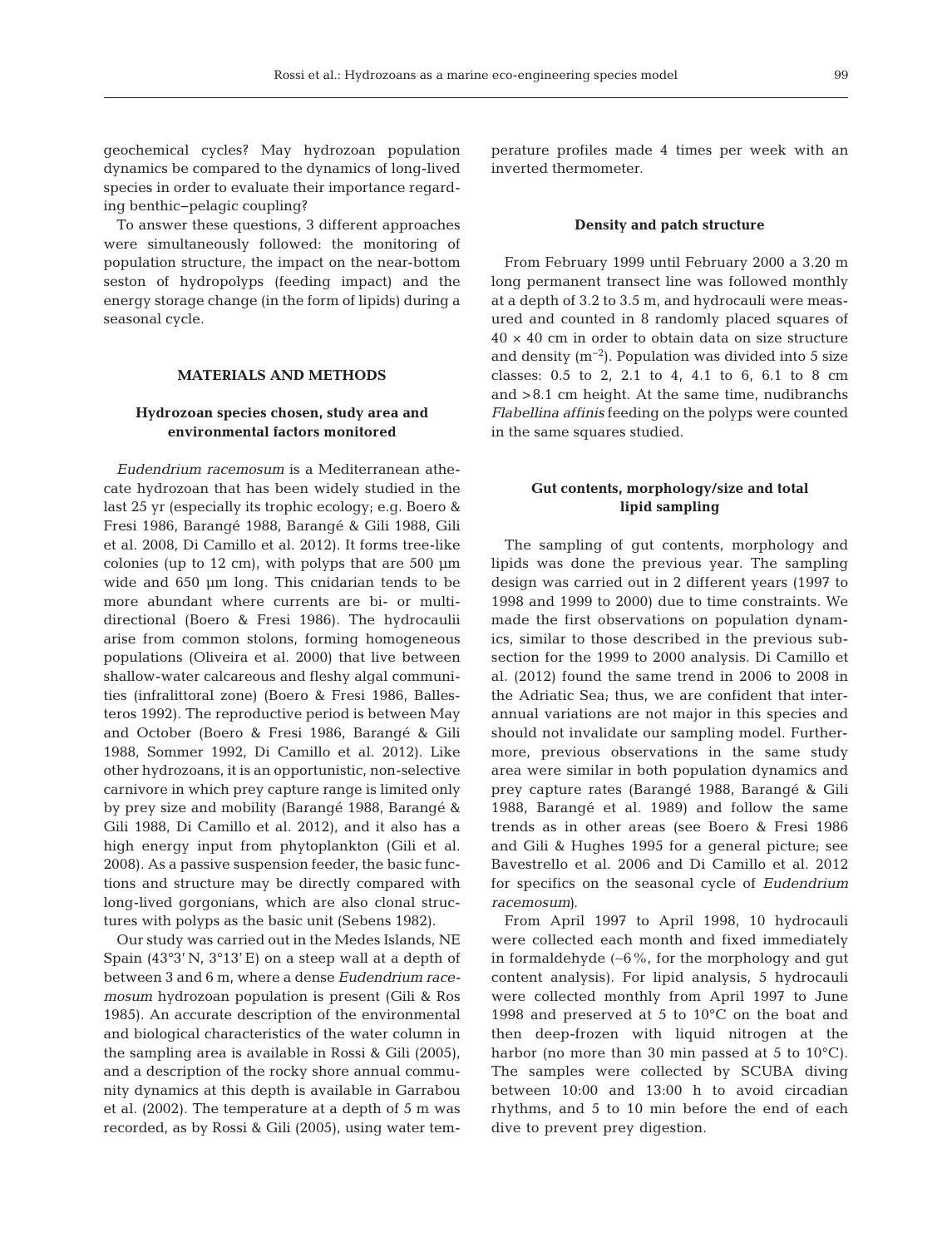geochemical cycles? May hydrozoan population dynamics be compared to the dynamics of long-lived species in order to evaluate their importance regarding benthic−pelagic coupling?

To answer these questions, 3 different approaches were simultaneously followed: the monitoring of population structure, the impact on the near-bottom seston of hydropolyps (feeding impact) and the energy storage change (in the form of lipids) during a seasonal cycle.

## MATERIALS AND METHODS

### Hydrozoan species chosen, study area and environmental factors monitored

*Eudendrium racemosum* is a Mediterranean athecate hydrozoan that has been widely studied in the last 25 yr (especially its trophic ecology; e.g. Boero & Fresi 1986, Barangé 1988, Barangé & Gili 1988, Gili et al. 2008, Di Camillo et al. 2012). It forms tree-like colonies (up to 12 cm), with polyps that are 500 µm wide and 650 µm long. This cnidarian tends to be more abundant where currents are bi- or multidirectional (Boero & Fresi 1986). The hydrocaulii arise from common stolons, forming homogeneous populations (Oliveira et al. 2000) that live between shallow-water calcareous and fleshy algal communities (infralittoral zone) (Boero & Fresi 1986, Ballesteros 1992). The reproductive period is between May and October (Boero & Fresi 1986, Barangé & Gili 1988, Sommer 1992, Di Camillo et al. 2012). Like other hydrozoans, it is an opportunistic, non-selective carnivore in which prey capture range is limited only by prey size and mobility (Barangé 1988, Barangé & Gili 1988, Di Camillo et al. 2012), and it also has a high energy input from phytoplankton (Gili et al. 2008). As a passive suspension feeder, the basic functions and structure may be directly compared with long-lived gorgonians, which are also clonal structures with polyps as the basic unit (Sebens 1982).

Our study was carried out in the Medes Islands, NE Spain (43°3′ N, 3°13′ E) on a steep wall at a depth of between 3 and 6 m, where a dense *Eudendrium racemosum* hydrozoan population is present (Gili & Ros 1985). An accurate description of the environmental and biological characteristics of the water column in the sampling area is available in Rossi & Gili (2005), and a description of the rocky shore annual community dynamics at this depth is available in Garrabou et al. (2002). The temperature at a depth of 5 m was recorded, as by Rossi & Gili (2005), using water temperature profiles made 4 times per week with an inverted thermometer.

### Density and patch structure

From February 1999 until February 2000 a 3.20 m long permanent transect line was followed monthly at a depth of 3.2 to 3.5 m, and hydrocauli were measured and counted in 8 randomly placed squares of 40 × 40 cm in order to obtain data on size structure and density (m$^{-2}$). Population was divided into 5 size classes: 0.5 to 2, 2.1 to 4, 4.1 to 6, 6.1 to 8 cm and >8.1 cm height. At the same time, nudibranchs *Flabellina affinis* feeding on the polyps were counted in the same squares studied.

### Gut contents, morphology/size and total lipid sampling

The sampling of gut contents, morphology and lipids was done the previous year. The sampling design was carried out in 2 different years (1997 to 1998 and 1999 to 2000) due to time constraints. We made the first observations on population dynamics, similar to those described in the previous subsection for the 1999 to 2000 analysis. Di Camillo et al. (2012) found the same trend in 2006 to 2008 in the Adriatic Sea; thus, we are confident that interannual variations are not major in this species and should not invalidate our sampling model. Furthermore, previous observations in the same study area were similar in both population dynamics and prey capture rates (Barangé 1988, Barangé & Gili 1988, Barangé et al. 1989) and follow the same trends as in other areas (see Boero & Fresi 1986 and Gili & Hughes 1995 for a general picture; see Bavestrello et al. 2006 and Di Camillo et al. 2012 for specifics on the seasonal cycle of *Eudendrium racemosum*).

From April 1997 to April 1998, 10 hydrocauli were collected each month and fixed immediately in formaldehyde (~6%, for the morphology and gut content analysis). For lipid analysis, 5 hydrocauli were collected monthly from April 1997 to June 1998 and preserved at 5 to 10°C on the boat and then deep-frozen with liquid nitrogen at the harbor (no more than 30 min passed at 5 to 10°C). The samples were collected by SCUBA diving between 10:00 and 13:00 h to avoid circadian rhythms, and 5 to 10 min before the end of each dive to prevent prey digestion.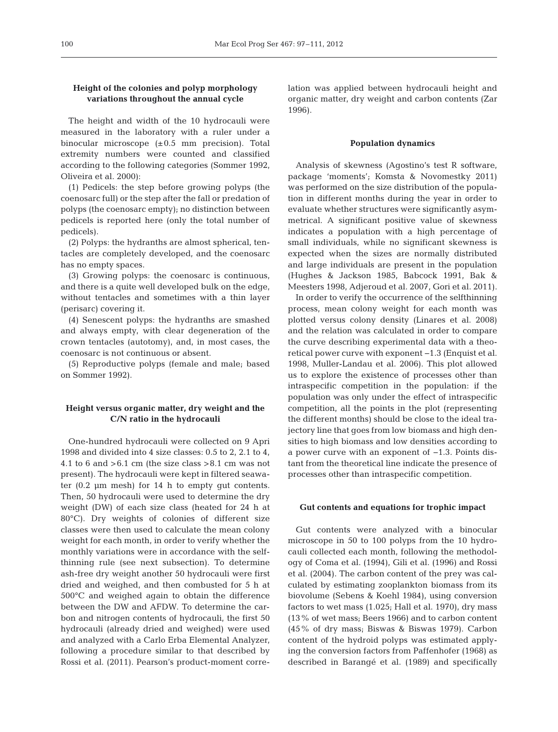### Height of the colonies and polyp morphology variations throughout the annual cycle

The height and width of the 10 hydrocauli were measured in the laboratory with a ruler under a binocular microscope (±0.5 mm precision). Total extremity numbers were counted and classified according to the following categories (Sommer 1992, Oliveira et al. 2000):

(1) Pedicels: the step before growing polyps (the coenosarc full) or the step after the fall or predation of polyps (the coenosarc empty); no distinction between pedicels is reported here (only the total number of pedicels).

(2) Polyps: the hydranths are almost spherical, tentacles are completely developed, and the coenosarc has no empty spaces.

(3) Growing polyps: the coenosarc is continuous, and there is a quite well developed bulk on the edge, without tentacles and sometimes with a thin layer (perisarc) covering it.

(4) Senescent polyps: the hydranths are smashed and always empty, with clear degeneration of the crown tentacles (autotomy), and, in most cases, the coenosarc is not continuous or absent.

(5) Reproductive polyps (female and male; based on Sommer 1992).

### Height versus organic matter, dry weight and the C/N ratio in the hydrocauli

One-hundred hydrocauli were collected on 9 Apri 1998 and divided into 4 size classes: 0.5 to 2, 2.1 to 4, 4.1 to 6 and >6.1 cm (the size class >8.1 cm was not present). The hydrocauli were kept in filtered seawater (0.2 µm mesh) for 14 h to empty gut contents. Then, 50 hydrocauli were used to determine the dry weight (DW) of each size class (heated for 24 h at 80°C). Dry weights of colonies of different size classes were then used to calculate the mean colony weight for each month, in order to verify whether the monthly variations were in accordance with the selfthinning rule (see next subsection). To determine ash-free dry weight another 50 hydrocauli were first dried and weighed, and then combusted for 5 h at 500°C and weighed again to obtain the difference between the DW and AFDW. To determine the carbon and nitrogen contents of hydrocauli, the first 50 hydrocauli (already dried and weighed) were used and analyzed with a Carlo Erba Elemental Analyzer, following a procedure similar to that described by Rossi et al. (2011). Pearson's product-moment correlation was applied between hydrocauli height and organic matter, dry weight and carbon contents (Zar 1996).

### Population dynamics

Analysis of skewness (Agostino's test R software, package 'moments'; Komsta & Novomestky 2011) was performed on the size distribution of the population in different months during the year in order to evaluate whether structures were significantly asymmetrical. A significant positive value of skewness indicates a population with a high percentage of small individuals, while no significant skewness is expected when the sizes are normally distributed and large individuals are present in the population (Hughes & Jackson 1985, Babcock 1991, Bak & Meesters 1998, Adjeroud et al. 2007, Gori et al. 2011).

In order to verify the occurrence of the selfthinning process, mean colony weight for each month was plotted versus colony density (Linares et al. 2008) and the relation was calculated in order to compare the curve describing experimental data with a theoretical power curve with exponent −1.3 (Enquist et al. 1998, Muller-Landau et al. 2006). This plot allowed us to explore the existence of processes other than intraspecific competition in the population: if the population was only under the effect of intraspecific competition, all the points in the plot (representing the different months) should be close to the ideal trajectory line that goes from low biomass and high densities to high biomass and low densities according to a power curve with an exponent of −1.3. Points distant from the theoretical line indicate the presence of processes other than intraspecific competition.

### Gut contents and equations for trophic impact

Gut contents were analyzed with a binocular microscope in 50 to 100 polyps from the 10 hydrocauli collected each month, following the methodology of Coma et al. (1994), Gili et al. (1996) and Rossi et al. (2004). The carbon content of the prey was calculated by estimating zooplankton biomass from its biovolume (Sebens & Koehl 1984), using conversion factors to wet mass (1.025; Hall et al. 1970), dry mass (13% of wet mass; Beers 1966) and to carbon content (45% of dry mass; Biswas & Biswas 1979). Carbon content of the hydroid polyps was estimated applying the conversion factors from Paffenhofer (1968) as described in Barangé et al. (1989) and specifically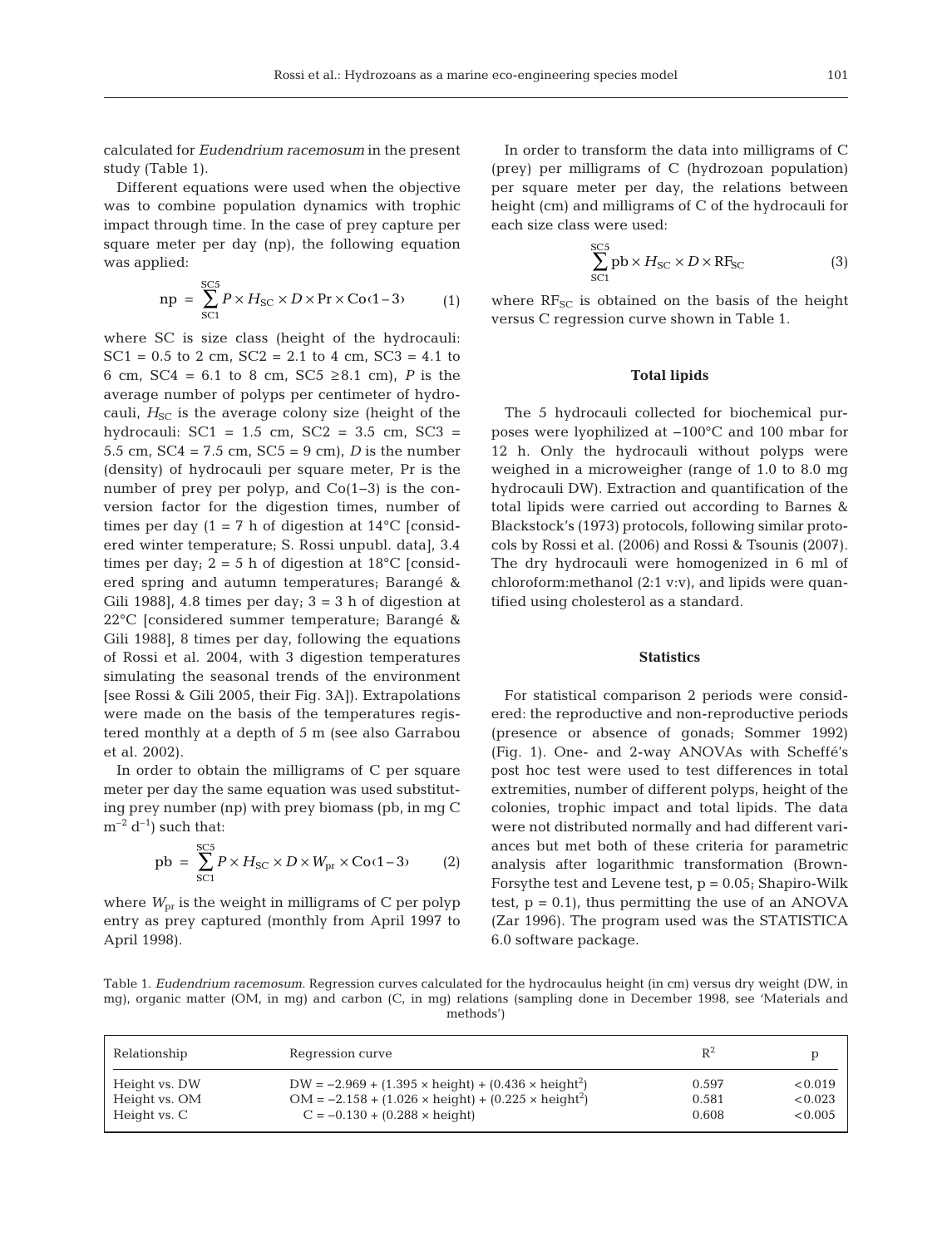calculated for *Eudendrium racemosum* in the present study (Table 1).

Different equations were used when the objective was to combine population dynamics with trophic impact through time. In the case of prey capture per square meter per day (np), the following equation was applied:

$$\text{np} = \sum_{\text{SC1}}^{\text{SC5}} P \times H_{\text{SC}} \times D \times \text{Pr} \times \text{Co}(1-3) \qquad (1)$$

where SC is size class (height of the hydrocauli: SC1 = 0.5 to 2 cm, SC2 = 2.1 to 4 cm, SC3 = 4.1 to 6 cm, SC4 = 6.1 to 8 cm, SC5 ≥8.1 cm), $P$ is the average number of polyps per centimeter of hydrocauli, $H_{SC}$ is the average colony size (height of the hydrocauli: SC1 = 1.5 cm, SC2 = 3.5 cm, SC3 = 5.5 cm, SC4 = 7.5 cm, SC5 = 9 cm), $D$ is the number (density) of hydrocauli per square meter, Pr is the number of prey per polyp, and Co(1–3) is the conversion factor for the digestion times, number of times per day (1 = 7 h of digestion at 14°C [considered winter temperature; S. Rossi unpubl. data], 3.4 times per day; 2 = 5 h of digestion at 18°C [considered spring and autumn temperatures; Barangé & Gili 1988], 4.8 times per day; 3 = 3 h of digestion at 22°C [considered summer temperature; Barangé & Gili 1988], 8 times per day, following the equations of Rossi et al. 2004, with 3 digestion temperatures simulating the seasonal trends of the environment [see Rossi & Gili 2005, their Fig. 3A]). Extrapolations were made on the basis of the temperatures registered monthly at a depth of 5 m (see also Garrabou et al. 2002).

In order to obtain the milligrams of C per square meter per day the same equation was used substituting prey number (np) with prey biomass (pb, in mg C $\text{m}^{-2}\ \text{d}^{-1}$) such that:

$$\text{pb} = \sum_{\text{SC1}}^{\text{SC5}} P \times H_{\text{SC}} \times D \times W_{\text{pr}} \times \text{Co}(1-3) \qquad (2)$$

where $W_{pr}$ is the weight in milligrams of C per polyp entry as prey captured (monthly from April 1997 to April 1998).

In order to transform the data into milligrams of C (prey) per milligrams of C (hydrozoan population) per square meter per day, the relations between height (cm) and milligrams of C of the hydrocauli for each size class were used:

$$\sum_{\text{SC1}}^{\text{SC5}} \text{pb} \times H_{\text{SC}} \times D \times \text{RF}_{\text{SC}} \qquad (3)$$

where $\text{RF}_{\text{SC}}$ is obtained on the basis of the height versus C regression curve shown in Table 1.

### Total lipids

The 5 hydrocauli collected for biochemical purposes were lyophilized at −100°C and 100 mbar for 12 h. Only the hydrocauli without polyps were weighed in a microweigher (range of 1.0 to 8.0 mg hydrocauli DW). Extraction and quantification of the total lipids were carried out according to Barnes & Blackstock's (1973) protocols, following similar protocols by Rossi et al. (2006) and Rossi & Tsounis (2007). The dry hydrocauli were homogenized in 6 ml of chloroform:methanol (2:1 v:v), and lipids were quantified using cholesterol as a standard.

### Statistics

For statistical comparison 2 periods were considered: the reproductive and non-reproductive periods (presence or absence of gonads; Sommer 1992) (Fig. 1). One- and 2-way ANOVAs with Scheffé's post hoc test were used to test differences in total extremities, number of different polyps, height of the colonies, trophic impact and total lipids. The data were not distributed normally and had different variances but met both of these criteria for parametric analysis after logarithmic transformation (Brown-Forsythe test and Levene test, $p = 0.05$; Shapiro-Wilk test, $p = 0.1$), thus permitting the use of an ANOVA (Zar 1996). The program used was the STATISTICA 6.0 software package.

Table 1. *Eudendrium racemosum*. Regression curves calculated for the hydrocaulus height (in cm) versus dry weight (DW, in mg), organic matter (OM, in mg) and carbon (C, in mg) relations (sampling done in December 1998, see 'Materials and methods')

| Relationship | Regression curve | $R^2$ | p |
|---|---|---|---|
| Height vs. DW | $\text{DW} = -2.969 + (1.395 \times \text{height}) + (0.436 \times \text{height}^2)$ | 0.597 | <0.019 |
| Height vs. OM | $\text{OM} = -2.158 + (1.026 \times \text{height}) + (0.225 \times \text{height}^2)$ | 0.581 | <0.023 |
| Height vs. C | $\text{C} = -0.130 + (0.288 \times \text{height})$ | 0.608 | <0.005 |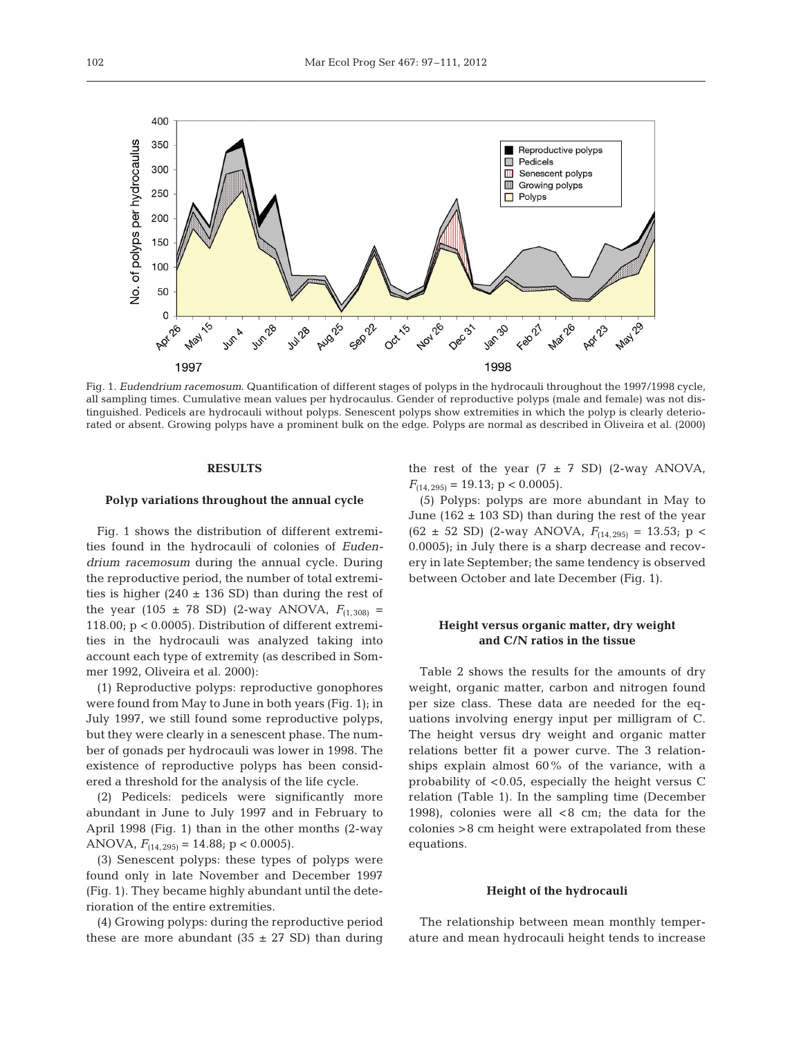Fig. 1. *Eudendrium racemosum*. Quantification of different stages of polyps in the hydrocauli throughout the 1997/1998 cycle, all sampling times. Cumulative mean values per hydrocaulus. Gender of reproductive polyps (male and female) was not distinguished. Pedicels are hydrocauli without polyps. Senescent polyps show extremities in which the polyp is clearly deteriorated or absent. Growing polyps have a prominent bulk on the edge. Polyps are normal as described in Oliveira et al. (2000)

## RESULTS

### Polyp variations throughout the annual cycle

Fig. 1 shows the distribution of different extremities found in the hydrocauli of colonies of *Eudendrium racemosum* during the annual cycle. During the reproductive period, the number of total extremities is higher (240 ± 136 SD) than during the rest of the year (105 ± 78 SD) (2-way ANOVA, $F_{(1,308)}$ = 118.00; $p < 0.0005$). Distribution of different extremities in the hydrocauli was analyzed taking into account each type of extremity (as described in Sommer 1992, Oliveira et al. 2000):

(1) Reproductive polyps: reproductive gonophores were found from May to June in both years (Fig. 1); in July 1997, we still found some reproductive polyps, but they were clearly in a senescent phase. The number of gonads per hydrocauli was lower in 1998. The existence of reproductive polyps has been considered a threshold for the analysis of the life cycle.

(2) Pedicels: pedicels were significantly more abundant in June to July 1997 and in February to April 1998 (Fig. 1) than in the other months (2-way ANOVA, $F_{(14,295)}$ = 14.88; $p < 0.0005$).

(3) Senescent polyps: these types of polyps were found only in late November and December 1997 (Fig. 1). They became highly abundant until the deterioration of the entire extremities.

(4) Growing polyps: during the reproductive period these are more abundant (35 ± 27 SD) than during the rest of the year (7 ± 7 SD) (2-way ANOVA, $F_{(14,295)}$ = 19.13; $p < 0.0005$).

(5) Polyps: polyps are more abundant in May to June (162 ± 103 SD) than during the rest of the year (62 ± 52 SD) (2-way ANOVA, $F_{(14,295)}$ = 13.53; $p < 0.0005$); in July there is a sharp decrease and recovery in late September; the same tendency is observed between October and late December (Fig. 1).

### Height versus organic matter, dry weight and C/N ratios in the tissue

Table 2 shows the results for the amounts of dry weight, organic matter, carbon and nitrogen found per size class. These data are needed for the equations involving energy input per milligram of C. The height versus dry weight and organic matter relations better fit a power curve. The 3 relationships explain almost 60% of the variance, with a probability of <0.05, especially the height versus C relation (Table 1). In the sampling time (December 1998), colonies were all <8 cm; the data for the colonies >8 cm height were extrapolated from these equations.

### Height of the hydrocauli

The relationship between mean monthly temperature and mean hydrocauli height tends to increase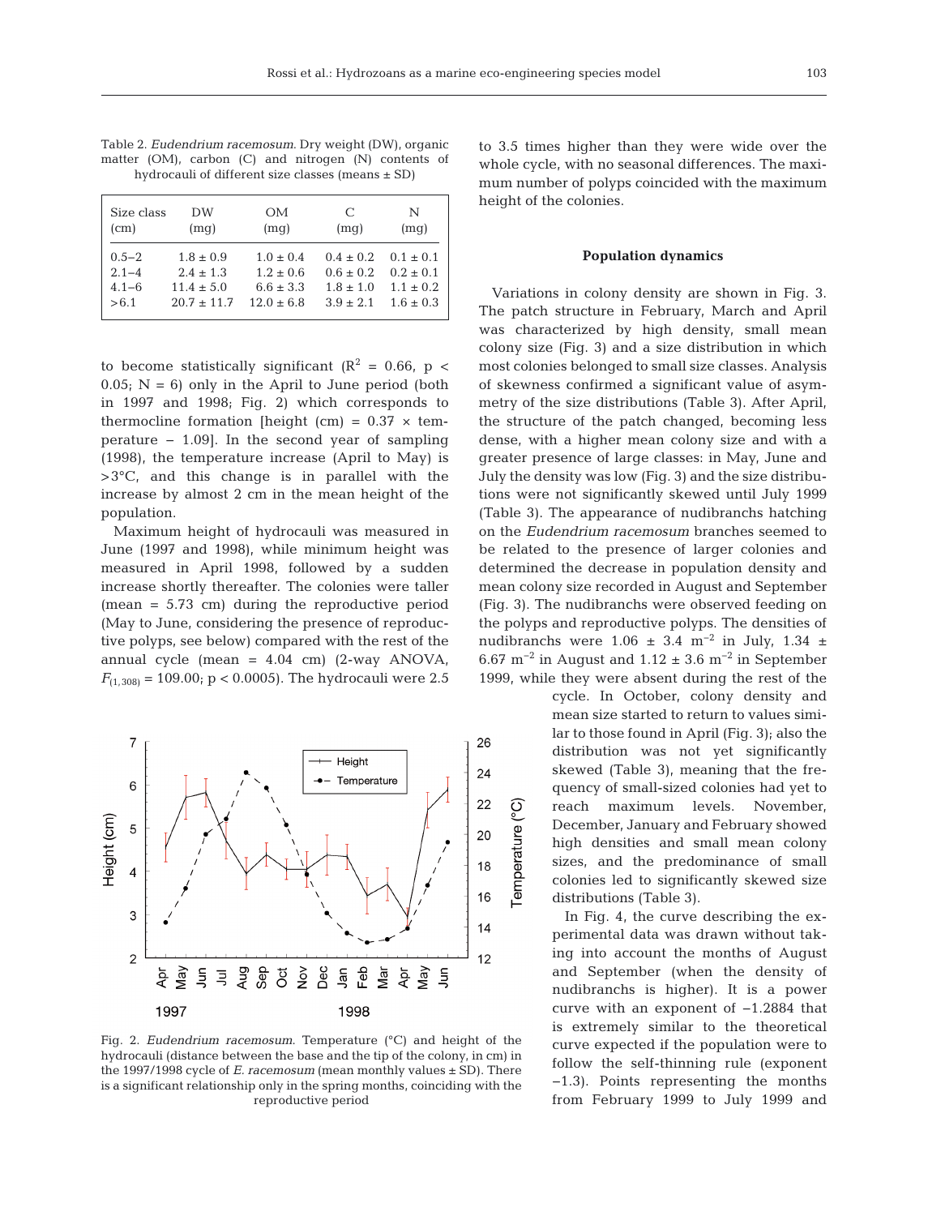Table 2. *Eudendrium racemosum*. Dry weight (DW), organic matter (OM), carbon (C) and nitrogen (N) contents of hydrocauli of different size classes (means ± SD)

| Size class (cm) | DW (mg) | OM (mg) | C (mg) | N (mg) |
|---|---|---|---|---|
| 0.5–2 | 1.8 ± 0.9 | 1.0 ± 0.4 | 0.4 ± 0.2 | 0.1 ± 0.1 |
| 2.1–4 | 2.4 ± 1.3 | 1.2 ± 0.6 | 0.6 ± 0.2 | 0.2 ± 0.1 |
| 4.1–6 | 11.4 ± 5.0 | 6.6 ± 3.3 | 1.8 ± 1.0 | 1.1 ± 0.2 |
| >6.1 | 20.7 ± 11.7 | 12.0 ± 6.8 | 3.9 ± 2.1 | 1.6 ± 0.3 |

to become statistically significant ($R^2$ = 0.66, $p < 0.05$; N = 6) only in the April to June period (both in 1997 and 1998; Fig. 2) which corresponds to thermocline formation [height (cm) = 0.37 × temperature – 1.09]. In the second year of sampling (1998), the temperature increase (April to May) is >3°C, and this change is in parallel with the increase by almost 2 cm in the mean height of the population.

Maximum height of hydrocauli was measured in June (1997 and 1998), while minimum height was measured in April 1998, followed by a sudden increase shortly thereafter. The colonies were taller (mean = 5.73 cm) during the reproductive period (May to June, considering the presence of reproductive polyps, see below) compared with the rest of the annual cycle (mean = 4.04 cm) (2-way ANOVA, $F_{(1,308)}$ = 109.00; $p < 0.0005$). The hydrocauli were 2.5 to 3.5 times higher than they were wide over the whole cycle, with no seasonal differences. The maximum number of polyps coincided with the maximum height of the colonies.

Fig. 2. *Eudendrium racemosum*. Temperature (°C) and height of the hydrocauli (distance between the base and the tip of the colony, in cm) in the 1997/1998 cycle of *E. racemosum* (mean monthly values ± SD). There is a significant relationship only in the spring months, coinciding with the reproductive period

### Population dynamics

Variations in colony density are shown in Fig. 3. The patch structure in February, March and April was characterized by high density, small mean colony size (Fig. 3) and a size distribution in which most colonies belonged to small size classes. Analysis of skewness confirmed a significant value of asymmetry of the size distributions (Table 3). After April, the structure of the patch changed, becoming less dense, with a higher mean colony size and with a greater presence of large classes: in May, June and July the density was low (Fig. 3) and the size distributions were not significantly skewed until July 1999 (Table 3). The appearance of nudibranchs hatching on the *Eudendrium racemosum* branches seemed to be related to the presence of larger colonies and determined the decrease in population density and mean colony size recorded in August and September (Fig. 3). The nudibranchs were observed feeding on the polyps and reproductive polyps. The densities of nudibranchs were 1.06 ± 3.4 $m^{-2}$ in July, 1.34 ± 6.67 $m^{-2}$ in August and 1.12 ± 3.6 $m^{-2}$ in September 1999, while they were absent during the rest of the cycle. In October, colony density and mean size started to return to values similar to those found in April (Fig. 3); also the distribution was not yet significantly skewed (Table 3), meaning that the frequency of small-sized colonies had yet to reach maximum levels. November, December, January and February showed high densities and small mean colony sizes, and the predominance of small colonies led to significantly skewed size distributions (Table 3).

In Fig. 4, the curve describing the experimental data was drawn without taking into account the months of August and September (when the density of nudibranchs is higher). It is a power curve with an exponent of –1.2884 that is extremely similar to the theoretical curve expected if the population were to follow the self-thinning rule (exponent –1.3). Points representing the months from February 1999 to July 1999 and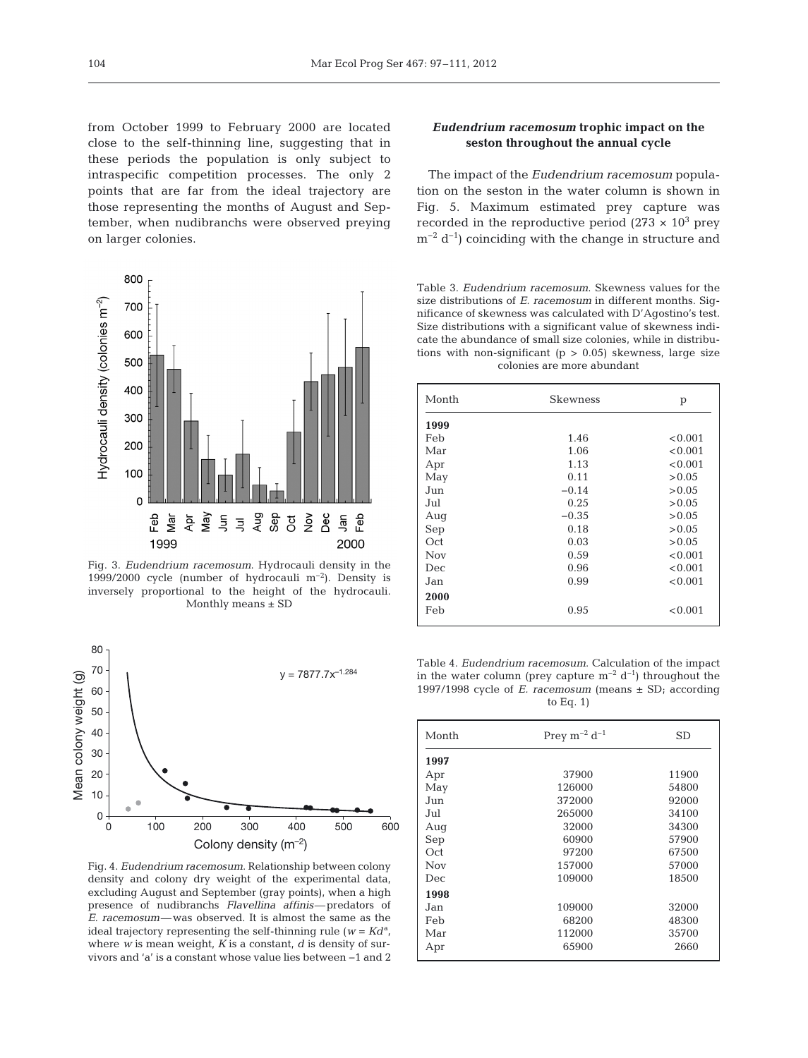from October 1999 to February 2000 are located close to the self-thinning line, suggesting that in these periods the population is only subject to intraspecific competition processes. The only 2 points that are far from the ideal trajectory are those representing the months of August and September, when nudibranchs were observed preying on larger colonies.

Fig. 3. *Eudendrium racemosum*. Hydrocauli density in the 1999/2000 cycle (number of hydrocauli $m^{-2}$). Density is inversely proportional to the height of the hydrocauli. Monthly means ± SD

Fig. 4. *Eudendrium racemosum*. Relationship between colony density and colony dry weight of the experimental data, excluding August and September (gray points), when a high presence of nudibranchs *Flavellina affinis*—predators of *E. racemosum*—was observed. It is almost the same as the ideal trajectory representing the self-thinning rule ($w = Kd^a$, where $w$ is mean weight, $K$ is a constant, $d$ is density of survivors and 'a' is a constant whose value lies between −1 and 2

### *Eudendrium racemosum* trophic impact on the seston throughout the annual cycle

The impact of the *Eudendrium racemosum* population on the seston in the water column is shown in Fig. 5. Maximum estimated prey capture was recorded in the reproductive period ($273 \times 10^3$ prey $m^{-2}$ $d^{-1}$) coinciding with the change in structure and

Table 3. *Eudendrium racemosum*. Skewness values for the size distributions of *E. racemosum* in different months. Significance of skewness was calculated with D'Agostino's test. Size distributions with a significant value of skewness indicate the abundance of small size colonies, while in distributions with non-significant ($p > 0.05$) skewness, large size colonies are more abundant

| Month | Skewness | p |
|---|---|---|
| **1999** | | |
| Feb | 1.46 | <0.001 |
| Mar | 1.06 | <0.001 |
| Apr | 1.13 | <0.001 |
| May | 0.11 | >0.05 |
| Jun | −0.14 | >0.05 |
| Jul | 0.25 | >0.05 |
| Aug | −0.35 | >0.05 |
| Sep | 0.18 | >0.05 |
| Oct | 0.03 | >0.05 |
| Nov | 0.59 | <0.001 |
| Dec | 0.96 | <0.001 |
| Jan | 0.99 | <0.001 |
| **2000** | | |
| Feb | 0.95 | <0.001 |

Table 4. *Eudendrium racemosum*. Calculation of the impact in the water column (prey capture $m^{-2}$ $d^{-1}$) throughout the 1997/1998 cycle of *E. racemosum* (means ± SD; according to Eq. 1)

| Month | Prey $m^{-2}$ $d^{-1}$ | SD |
|---|---|---|
| **1997** | | |
| Apr | 37900 | 11900 |
| May | 126000 | 54800 |
| Jun | 372000 | 92000 |
| Jul | 265000 | 34100 |
| Aug | 32000 | 34300 |
| Sep | 60900 | 57900 |
| Oct | 97200 | 67500 |
| Nov | 157000 | 57000 |
| Dec | 109000 | 18500 |
| **1998** | | |
| Jan | 109000 | 32000 |
| Feb | 68200 | 48300 |
| Mar | 112000 | 35700 |
| Apr | 65900 | 2660 |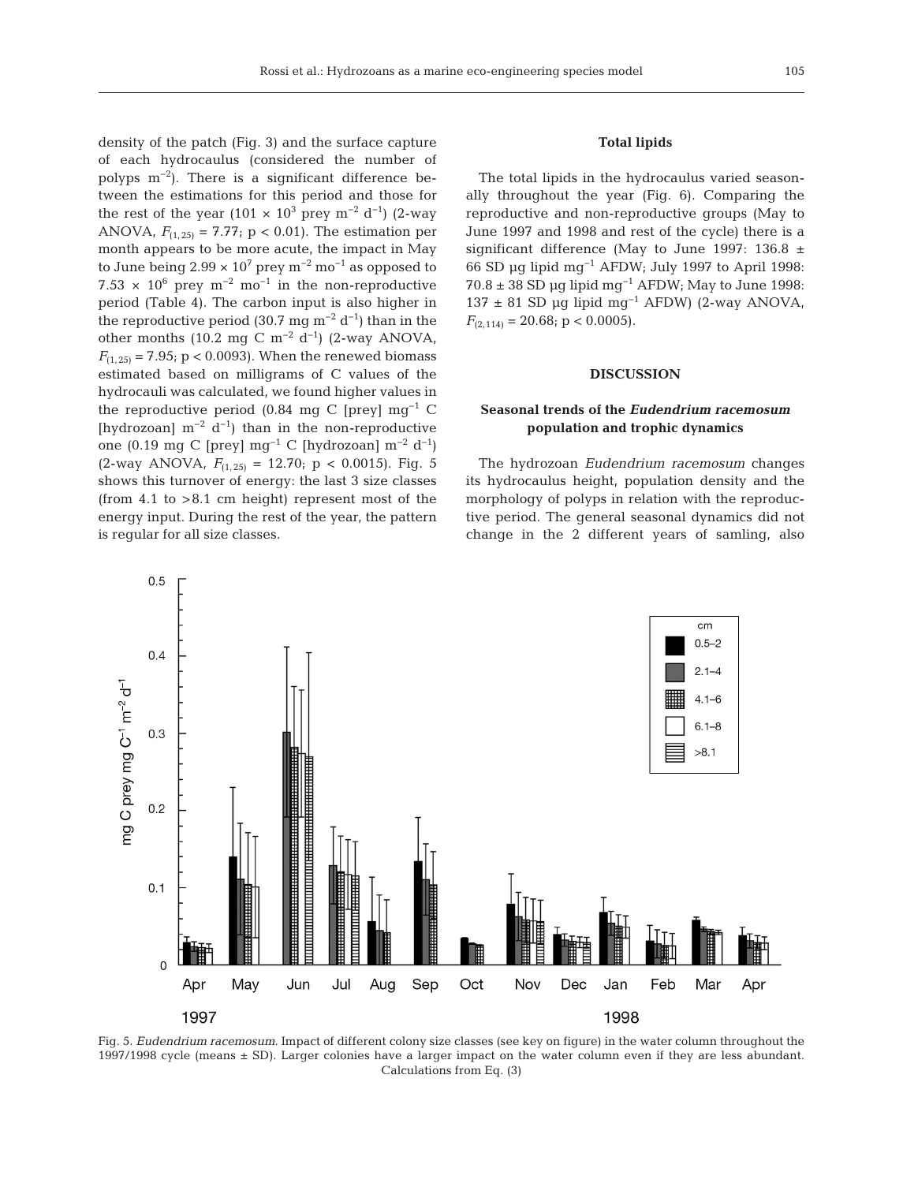density of the patch (Fig. 3) and the surface capture of each hydrocaulus (considered the number of polyps $m^{-2}$). There is a significant difference between the estimations for this period and those for the rest of the year ($101 \times 10^3$ prey $m^{-2}$ $d^{-1}$) (2-way ANOVA, $F_{(1,25)} = 7.77$; $p < 0.01$). The estimation per month appears to be more acute, the impact in May to June being $2.99 \times 10^7$ prey $m^{-2}$ $mo^{-1}$ as opposed to $7.53 \times 10^6$ prey $m^{-2}$ $mo^{-1}$ in the non-reproductive period (Table 4). The carbon input is also higher in the reproductive period (30.7 mg $m^{-2}$ $d^{-1}$) than in the other months (10.2 mg C $m^{-2}$ $d^{-1}$) (2-way ANOVA, $F_{(1,25)} = 7.95$; $p < 0.0093$). When the renewed biomass estimated based on milligrams of C values of the hydrocauli was calculated, we found higher values in the reproductive period (0.84 mg C [prey] $mg^{-1}$ C [hydrozoan] $m^{-2}$ $d^{-1}$) than in the non-reproductive one (0.19 mg C [prey] $mg^{-1}$ C [hydrozoan] $m^{-2}$ $d^{-1}$) (2-way ANOVA, $F_{(1,25)} = 12.70$; $p < 0.0015$). Fig. 5 shows this turnover of energy: the last 3 size classes (from 4.1 to >8.1 cm height) represent most of the energy input. During the rest of the year, the pattern is regular for all size classes.

### Total lipids

The total lipids in the hydrocaulus varied seasonally throughout the year (Fig. 6). Comparing the reproductive and non-reproductive groups (May to June 1997 and 1998 and rest of the cycle) there is a significant difference (May to June 1997: 136.8 ± 66 SD µg lipid $mg^{-1}$ AFDW; July 1997 to April 1998: 70.8 ± 38 SD µg lipid $mg^{-1}$ AFDW; May to June 1998: 137 ± 81 SD µg lipid $mg^{-1}$ AFDW) (2-way ANOVA, $F_{(2,114)} = 20.68$; $p < 0.0005$).

## DISCUSSION

### Seasonal trends of the *Eudendrium racemosum* population and trophic dynamics

The hydrozoan *Eudendrium racemosum* changes its hydrocaulus height, population density and the morphology of polyps in relation with the reproductive period. The general seasonal dynamics did not change in the 2 different years of samling, also

Fig. 5. *Eudendrium racemosum*. Impact of different colony size classes (see key on figure) in the water column throughout the 1997/1998 cycle (means ± SD). Larger colonies have a larger impact on the water column even if they are less abundant. Calculations from Eq. (3)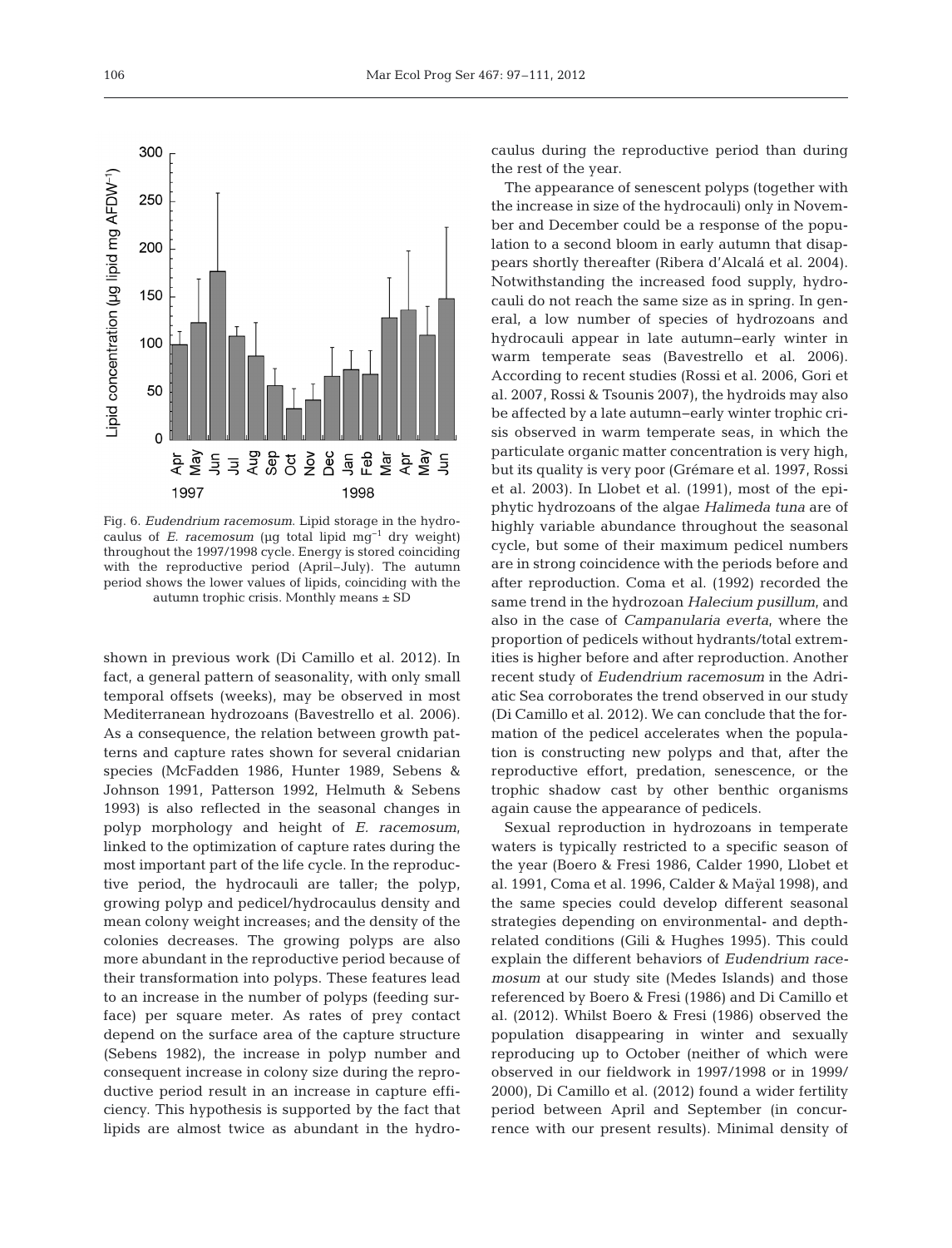Fig. 6. *Eudendrium racemosum*. Lipid storage in the hydrocaulus of *E. racemosum* (µg total lipid $mg^{-1}$ dry weight) throughout the 1997/1998 cycle. Energy is stored coinciding with the reproductive period (April–July). The autumn period shows the lower values of lipids, coinciding with the autumn trophic crisis. Monthly means ± SD

shown in previous work (Di Camillo et al. 2012). In fact, a general pattern of seasonality, with only small temporal offsets (weeks), may be observed in most Mediterranean hydrozoans (Bavestrello et al. 2006). As a consequence, the relation between growth patterns and capture rates shown for several cnidarian species (McFadden 1986, Hunter 1989, Sebens & Johnson 1991, Patterson 1992, Helmuth & Sebens 1993) is also reflected in the seasonal changes in polyp morphology and height of *E. racemosum*, linked to the optimization of capture rates during the most important part of the life cycle. In the reproductive period, the hydrocauli are taller; the polyp, growing polyp and pedicel/hydrocaulus density and mean colony weight increases; and the density of the colonies decreases. The growing polyps are also more abundant in the reproductive period because of their transformation into polyps. These features lead to an increase in the number of polyps (feeding surface) per square meter. As rates of prey contact depend on the surface area of the capture structure (Sebens 1982), the increase in polyp number and consequent increase in colony size during the reproductive period result in an increase in capture efficiency. This hypothesis is supported by the fact that lipids are almost twice as abundant in the hydrocaulus during the reproductive period than during the rest of the year.

The appearance of senescent polyps (together with the increase in size of the hydrocauli) only in November and December could be a response of the population to a second bloom in early autumn that disappears shortly thereafter (Ribera d'Alcalá et al. 2004). Notwithstanding the increased food supply, hydrocauli do not reach the same size as in spring. In general, a low number of species of hydrozoans and hydrocauli appear in late autumn–early winter in warm temperate seas (Bavestrello et al. 2006). According to recent studies (Rossi et al. 2006, Gori et al. 2007, Rossi & Tsounis 2007), the hydroids may also be affected by a late autumn–early winter trophic crisis observed in warm temperate seas, in which the particulate organic matter concentration is very high, but its quality is very poor (Grémare et al. 1997, Rossi et al. 2003). In Llobet et al. (1991), most of the epiphytic hydrozoans of the algae *Halimeda tuna* are of highly variable abundance throughout the seasonal cycle, but some of their maximum pedicel numbers are in strong coincidence with the periods before and after reproduction. Coma et al. (1992) recorded the same trend in the hydrozoan *Halecium pusillum*, and also in the case of *Campanularia everta*, where the proportion of pedicels without hydrants/total extremities is higher before and after reproduction. Another recent study of *Eudendrium racemosum* in the Adriatic Sea corroborates the trend observed in our study (Di Camillo et al. 2012). We can conclude that the formation of the pedicel accelerates when the population is constructing new polyps and that, after the reproductive effort, predation, senescence, or the trophic shadow cast by other benthic organisms again cause the appearance of pedicels.

Sexual reproduction in hydrozoans in temperate waters is typically restricted to a specific season of the year (Boero & Fresi 1986, Calder 1990, Llobet et al. 1991, Coma et al. 1996, Calder & Maÿal 1998), and the same species could develop different seasonal strategies depending on environmental- and depth-related conditions (Gili & Hughes 1995). This could explain the different behaviors of *Eudendrium racemosum* at our study site (Medes Islands) and those referenced by Boero & Fresi (1986) and Di Camillo et al. (2012). Whilst Boero & Fresi (1986) observed the population disappearing in winter and sexually reproducing up to October (neither of which were observed in our fieldwork in 1997/1998 or in 1999/2000), Di Camillo et al. (2012) found a wider fertility period between April and September (in concurrence with our present results). Minimal density of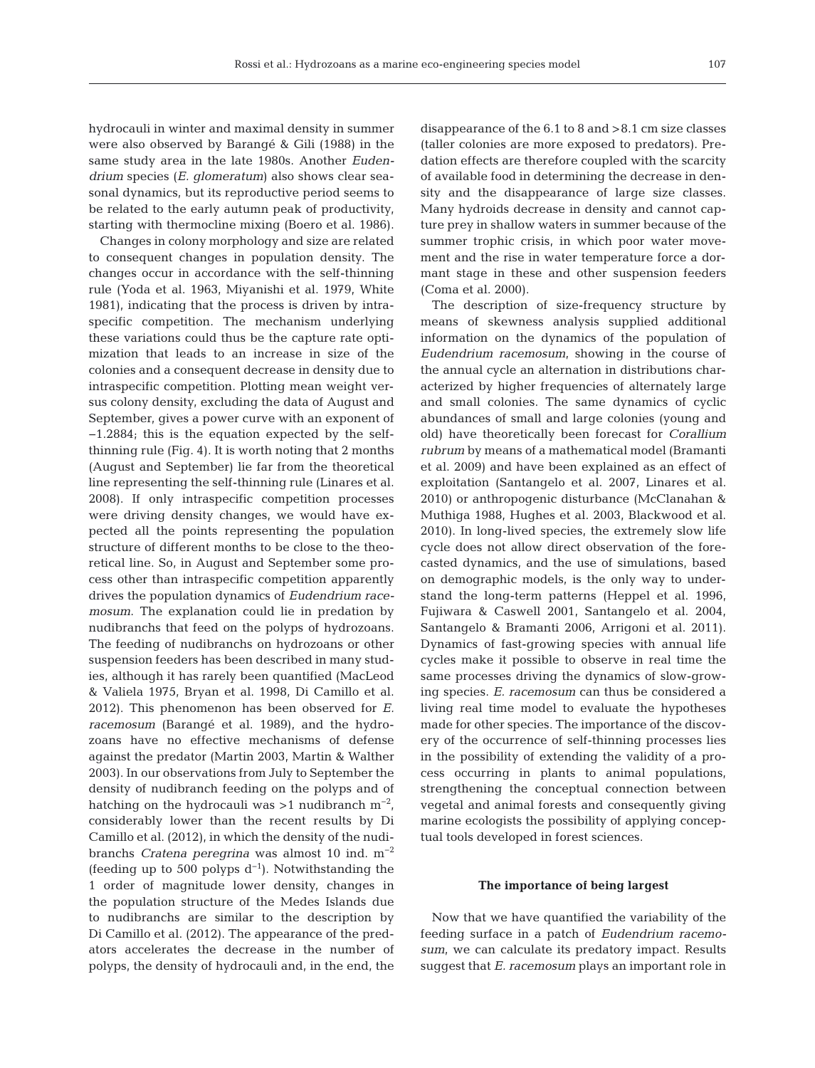hydrocauli in winter and maximal density in summer were also observed by Barangé & Gili (1988) in the same study area in the late 1980s. Another *Eudendrium* species (*E. glomeratum*) also shows clear seasonal dynamics, but its reproductive period seems to be related to the early autumn peak of productivity, starting with thermocline mixing (Boero et al. 1986).

Changes in colony morphology and size are related to consequent changes in population density. The changes occur in accordance with the self-thinning rule (Yoda et al. 1963, Miyanishi et al. 1979, White 1981), indicating that the process is driven by intraspecific competition. The mechanism underlying these variations could thus be the capture rate optimization that leads to an increase in size of the colonies and a consequent decrease in density due to intraspecific competition. Plotting mean weight versus colony density, excluding the data of August and September, gives a power curve with an exponent of −1.2884; this is the equation expected by the self-thinning rule (Fig. 4). It is worth noting that 2 months (August and September) lie far from the theoretical line representing the self-thinning rule (Linares et al. 2008). If only intraspecific competition processes were driving density changes, we would have expected all the points representing the population structure of different months to be close to the theoretical line. So, in August and September some process other than intraspecific competition apparently drives the population dynamics of *Eudendrium racemosum*. The explanation could lie in predation by nudibranchs that feed on the polyps of hydrozoans. The feeding of nudibranchs on hydrozoans or other suspension feeders has been described in many studies, although it has rarely been quantified (MacLeod & Valiela 1975, Bryan et al. 1998, Di Camillo et al. 2012). This phenomenon has been observed for *E. racemosum* (Barangé et al. 1989), and the hydrozoans have no effective mechanisms of defense against the predator (Martin 2003, Martin & Walther 2003). In our observations from July to September the density of nudibranch feeding on the polyps and of hatching on the hydrocauli was >1 nudibranch $m^{-2}$, considerably lower than the recent results by Di Camillo et al. (2012), in which the density of the nudibranchs *Cratena peregrina* was almost 10 ind. $m^{-2}$ (feeding up to 500 polyps $d^{-1}$). Notwithstanding the 1 order of magnitude lower density, changes in the population structure of the Medes Islands due to nudibranchs are similar to the description by Di Camillo et al. (2012). The appearance of the predators accelerates the decrease in the number of polyps, the density of hydrocauli and, in the end, the disappearance of the 6.1 to 8 and >8.1 cm size classes (taller colonies are more exposed to predators). Predation effects are therefore coupled with the scarcity of available food in determining the decrease in density and the disappearance of large size classes. Many hydroids decrease in density and cannot capture prey in shallow waters in summer because of the summer trophic crisis, in which poor water movement and the rise in water temperature force a dormant stage in these and other suspension feeders (Coma et al. 2000).

The description of size-frequency structure by means of skewness analysis supplied additional information on the dynamics of the population of *Eudendrium racemosum*, showing in the course of the annual cycle an alternation in distributions characterized by higher frequencies of alternately large and small colonies. The same dynamics of cyclic abundances of small and large colonies (young and old) have theoretically been forecast for *Corallium rubrum* by means of a mathematical model (Bramanti et al. 2009) and have been explained as an effect of exploitation (Santangelo et al. 2007, Linares et al. 2010) or anthropogenic disturbance (McClanahan & Muthiga 1988, Hughes et al. 2003, Blackwood et al. 2010). In long-lived species, the extremely slow life cycle does not allow direct observation of the forecasted dynamics, and the use of simulations, based on demographic models, is the only way to understand the long-term patterns (Heppel et al. 1996, Fujiwara & Caswell 2001, Santangelo et al. 2004, Santangelo & Bramanti 2006, Arrigoni et al. 2011). Dynamics of fast-growing species with annual life cycles make it possible to observe in real time the same processes driving the dynamics of slow-growing species. *E. racemosum* can thus be considered a living real time model to evaluate the hypotheses made for other species. The importance of the discovery of the occurrence of self-thinning processes lies in the possibility of extending the validity of a process occurring in plants to animal populations, strengthening the conceptual connection between vegetal and animal forests and consequently giving marine ecologists the possibility of applying conceptual tools developed in forest sciences.

## The importance of being largest

Now that we have quantified the variability of the feeding surface in a patch of *Eudendrium racemosum*, we can calculate its predatory impact. Results suggest that *E. racemosum* plays an important role in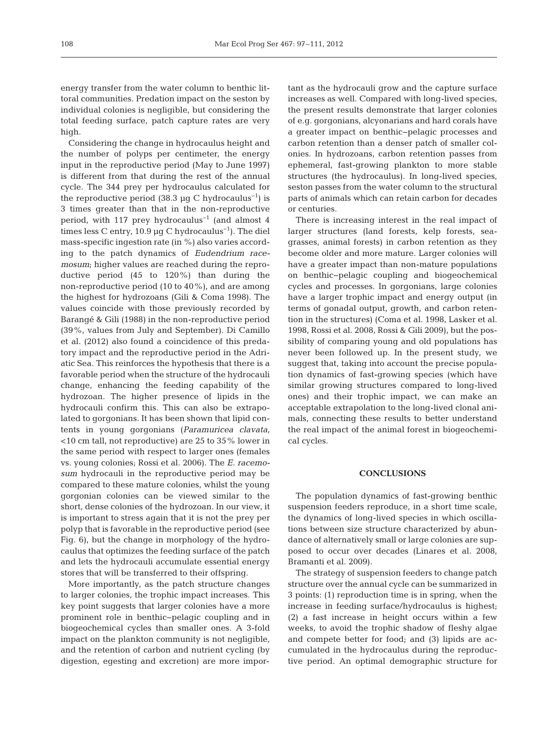energy transfer from the water column to benthic littoral communities. Predation impact on the seston by individual colonies is negligible, but considering the total feeding surface, patch capture rates are very high.

Considering the change in hydrocaulus height and the number of polyps per centimeter, the energy input in the reproductive period (May to June 1997) is different from that during the rest of the annual cycle. The 344 prey per hydrocaulus calculated for the reproductive period (38.3 µg C hydrocaulus$^{-1}$) is 3 times greater than that in the non-reproductive period, with 117 prey hydrocaulus$^{-1}$ (and almost 4 times less C entry, 10.9 µg C hydrocaulus$^{-1}$). The diel mass-specific ingestion rate (in %) also varies according to the patch dynamics of *Eudendrium racemosum*; higher values are reached during the reproductive period (45 to 120%) than during the non-reproductive period (10 to 40%), and are among the highest for hydrozoans (Gili & Coma 1998). The values coincide with those previously recorded by Barangé & Gili (1988) in the non-reproductive period (39%, values from July and September). Di Camillo et al. (2012) also found a coincidence of this predatory impact and the reproductive period in the Adriatic Sea. This reinforces the hypothesis that there is a favorable period when the structure of the hydrocauli change, enhancing the feeding capability of the hydrozoan. The higher presence of lipids in the hydrocauli confirm this. This can also be extrapolated to gorgonians. It has been shown that lipid contents in young gorgonians (*Paramuricea clavata*, <10 cm tall, not reproductive) are 25 to 35% lower in the same period with respect to larger ones (females vs. young colonies; Rossi et al. 2006). The *E. racemosum* hydrocauli in the reproductive period may be compared to these mature colonies, whilst the young gorgonian colonies can be viewed similar to the short, dense colonies of the hydrozoan. In our view, it is important to stress again that it is not the prey per polyp that is favorable in the reproductive period (see Fig. 6), but the change in morphology of the hydrocaulus that optimizes the feeding surface of the patch and lets the hydrocauli accumulate essential energy stores that will be transferred to their offspring.

More importantly, as the patch structure changes to larger colonies, the trophic impact increases. This key point suggests that larger colonies have a more prominent role in benthic–pelagic coupling and in biogeochemical cycles than smaller ones. A 3-fold impact on the plankton community is not negligible, and the retention of carbon and nutrient cycling (by digestion, egesting and excretion) are more important as the hydrocauli grow and the capture surface increases as well. Compared with long-lived species, the present results demonstrate that larger colonies of e.g. gorgonians, alcyonarians and hard corals have a greater impact on benthic–pelagic processes and carbon retention than a denser patch of smaller colonies. In hydrozoans, carbon retention passes from ephemeral, fast-growing plankton to more stable structures (the hydrocaulus). In long-lived species, seston passes from the water column to the structural parts of animals which can retain carbon for decades or centuries.

There is increasing interest in the real impact of larger structures (land forests, kelp forests, seagrasses, animal forests) in carbon retention as they become older and more mature. Larger colonies will have a greater impact than non-mature populations on benthic–pelagic coupling and biogeochemical cycles and processes. In gorgonians, large colonies have a larger trophic impact and energy output (in terms of gonadal output, growth, and carbon retention in the structures) (Coma et al. 1998, Lasker et al. 1998, Rossi et al. 2008, Rossi & Gili 2009), but the possibility of comparing young and old populations has never been followed up. In the present study, we suggest that, taking into account the precise population dynamics of fast-growing species (which have similar growing structures compared to long-lived ones) and their trophic impact, we can make an acceptable extrapolation to the long-lived clonal animals, connecting these results to better understand the real impact of the animal forest in biogeochemical cycles.

## CONCLUSIONS

The population dynamics of fast-growing benthic suspension feeders reproduce, in a short time scale, the dynamics of long-lived species in which oscillations between size structure characterized by abundance of alternatively small or large colonies are supposed to occur over decades (Linares et al. 2008, Bramanti et al. 2009).

The strategy of suspension feeders to change patch structure over the annual cycle can be summarized in 3 points: (1) reproduction time is in spring, when the increase in feeding surface/hydrocaulus is highest; (2) a fast increase in height occurs within a few weeks, to avoid the trophic shadow of fleshy algae and compete better for food; and (3) lipids are accumulated in the hydrocaulus during the reproductive period. An optimal demographic structure for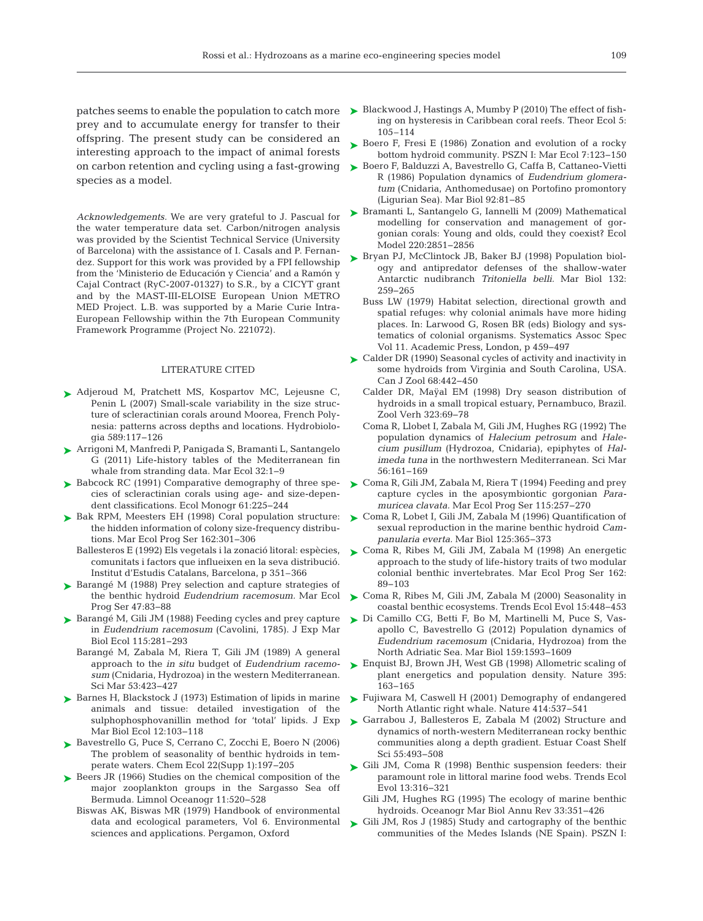patches seems to enable the population to catch more prey and to accumulate energy for transfer to their offspring. The present study can be considered an interesting approach to the impact of animal forests on carbon retention and cycling using a fast-growing species as a model.

*Acknowledgements.* We are very grateful to J. Pascual for the water temperature data set. Carbon/nitrogen analysis was provided by the Scientist Technical Service (University of Barcelona) with the assistance of I. Casals and P. Fernandez. Support for this work was provided by a FPI fellowship from the 'Ministerio de Educación y Ciencia' and a Ramón y Cajal Contract (RyC-2007-01327) to S.R., by a CICYT grant and by the MAST-III-ELOISE European Union METRO MED Project. L.B. was supported by a Marie Curie Intra-European Fellowship within the 7th European Community Framework Programme (Project No. 221072).

## LITERATURE CITED

- Adjeroud M, Pratchett MS, Kospartov MC, Lejeusne C, Penin L (2007) Small-scale variability in the size structure of scleractinian corals around Moorea, French Polynesia: patterns across depths and locations. Hydrobiologia 589:117–126
- Arrigoni M, Manfredi P, Panigada S, Bramanti L, Santangelo G (2011) Life-history tables of the Mediterranean fin whale from stranding data. Mar Ecol 32:1–9
- Babcock RC (1991) Comparative demography of three species of scleractinian corals using age- and size-dependent classifications. Ecol Monogr 61:225–244
- Bak RPM, Meesters EH (1998) Coral population structure: the hidden information of colony size-frequency distributions. Mar Ecol Prog Ser 162:301–306
- Ballesteros E (1992) Els vegetals i la zonació litoral: espècies, comunitats i factors que influeixen en la seva distribució. Institut d'Estudis Catalans, Barcelona, p 351–366
- Barangé M (1988) Prey selection and capture strategies of the benthic hydroid *Eudendrium racemosum.* Mar Ecol Prog Ser 47:83–88
- Barangé M, Gili JM (1988) Feeding cycles and prey capture in *Eudendrium racemosum* (Cavolini, 1785). J Exp Mar Biol Ecol 115:281–293
- Barangé M, Zabala M, Riera T, Gili JM (1989) A general approach to the *in situ* budget of *Eudendrium racemosum* (Cnidaria, Hydrozoa) in the western Mediterranean. Sci Mar 53:423–427
- Barnes H, Blackstock J (1973) Estimation of lipids in marine animals and tissue: detailed investigation of the sulphophosphovanillin method for 'total' lipids. J Exp Mar Biol Ecol 12:103–118
- Bavestrello G, Puce S, Cerrano C, Zocchi E, Boero N (2006) The problem of seasonality of benthic hydroids in temperate waters. Chem Ecol 22(Supp 1):197–205
- Beers JR (1966) Studies on the chemical composition of the major zooplankton groups in the Sargasso Sea off Bermuda. Limnol Oceanogr 11:520–528
- Biswas AK, Biswas MR (1979) Handbook of environmental data and ecological parameters, Vol 6. Environmental sciences and applications. Pergamon, Oxford
- Blackwood J, Hastings A, Mumby P (2010) The effect of fishing on hysteresis in Caribbean coral reefs. Theor Ecol 5: 105–114
- Boero F, Fresi E (1986) Zonation and evolution of a rocky bottom hydroid community. PSZN I: Mar Ecol 7:123–150
- Boero F, Balduzzi A, Bavestrello G, Caffa B, Cattaneo-Vietti R (1986) Population dynamics of *Eudendrium glomeratum* (Cnidaria, Anthomedusae) on Portofino promontory (Ligurian Sea). Mar Biol 92:81–85
- Bramanti L, Santangelo G, Iannelli M (2009) Mathematical modelling for conservation and management of gorgonian corals: Young and olds, could they coexist? Ecol Model 220:2851–2856
- Bryan PJ, McClintock JB, Baker BJ (1998) Population biology and antipredator defenses of the shallow-water Antarctic nudibranch *Tritoniella belli.* Mar Biol 132: 259–265
- Buss LW (1979) Habitat selection, directional growth and spatial refuges: why colonial animals have more hiding places. In: Larwood G, Rosen BR (eds) Biology and systematics of colonial organisms. Systematics Assoc Spec Vol 11. Academic Press, London, p 459–497
- Calder DR (1990) Seasonal cycles of activity and inactivity in some hydroids from Virginia and South Carolina, USA. Can J Zool 68:442–450
- Calder DR, Maÿal EM (1998) Dry season distribution of hydroids in a small tropical estuary, Pernambuco, Brazil. Zool Verh 323:69–78
- Coma R, Llobet I, Zabala M, Gili JM, Hughes RG (1992) The population dynamics of *Halecium petrosum* and *Halecium pusillum* (Hydrozoa, Cnidaria), epiphytes of *Halimeda tuna* in the northwestern Mediterranean. Sci Mar 56:161–169
- Coma R, Gili JM, Zabala M, Riera T (1994) Feeding and prey capture cycles in the aposymbiontic gorgonian *Paramuricea clavata.* Mar Ecol Prog Ser 115:257–270
- Coma R, Lobet I, Gili JM, Zabala M (1996) Quantification of sexual reproduction in the marine benthic hydroid *Campanularia everta.* Mar Biol 125:365–373
- Coma R, Ribes M, Gili JM, Zabala M (1998) An energetic approach to the study of life-history traits of two modular colonial benthic invertebrates. Mar Ecol Prog Ser 162: 89–103
- Coma R, Ribes M, Gili JM, Zabala M (2000) Seasonality in coastal benthic ecosystems. Trends Ecol Evol 15:448–453
- Di Camillo CG, Betti F, Bo M, Martinelli M, Puce S, Vasapollo C, Bavestrello G (2012) Population dynamics of *Eudendrium racemosum* (Cnidaria, Hydrozoa) from the North Adriatic Sea. Mar Biol 159:1593–1609
- Enquist BJ, Brown JH, West GB (1998) Allometric scaling of plant energetics and population density. Nature 395: 163–165
- Fujiwara M, Caswell H (2001) Demography of endangered North Atlantic right whale. Nature 414:537–541
- Garrabou J, Ballesteros E, Zabala M (2002) Structure and dynamics of north-western Mediterranean rocky benthic communities along a depth gradient. Estuar Coast Shelf Sci 55:493–508
- Gili JM, Coma R (1998) Benthic suspension feeders: their paramount role in littoral marine food webs. Trends Ecol Evol 13:316–321
- Gili JM, Hughes RG (1995) The ecology of marine benthic hydroids. Oceanogr Mar Biol Annu Rev 33:351–426
- Gili JM, Ros J (1985) Study and cartography of the benthic communities of the Medes Islands (NE Spain). PSZN I: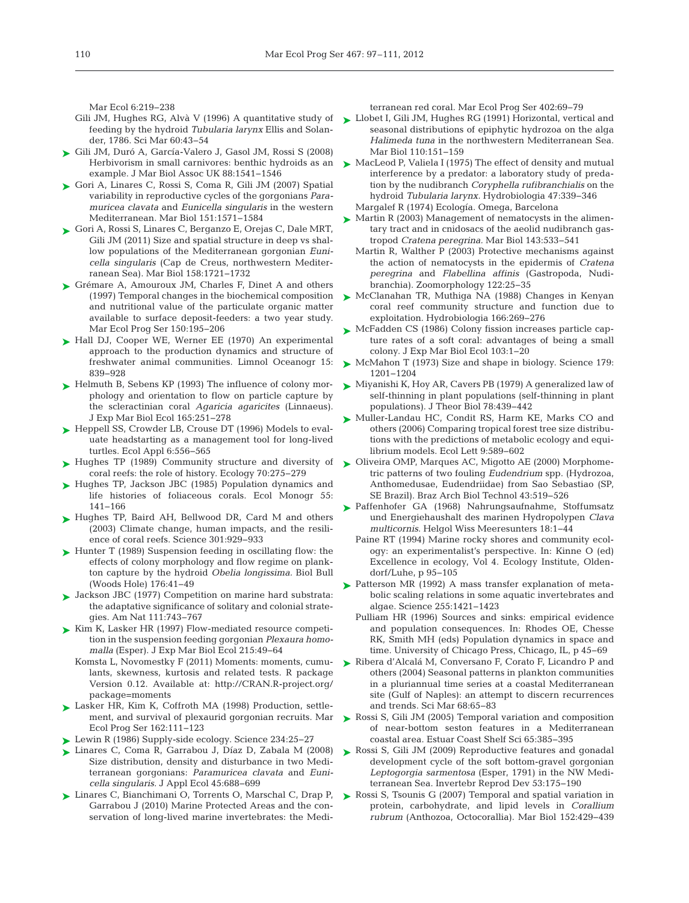Mar Ecol 6:219–238

Gili JM, Hughes RG, Alvà V (1996) A quantitative study of feeding by the hydroid *Tubularia larynx* Ellis and Solander, 1786. Sci Mar 60:43–54

Gili JM, Duró A, García-Valero J, Gasol JM, Rossi S (2008) Herbivorism in small carnivores: benthic hydroids as an example. J Mar Biol Assoc UK 88:1541–1546

Gori A, Linares C, Rossi S, Coma R, Gili JM (2007) Spatial variability in reproductive cycles of the gorgonians *Paramuricea clavata* and *Eunicella singularis* in the western Mediterranean. Mar Biol 151:1571–1584

Gori A, Rossi S, Linares C, Berganzo E, Orejas C, Dale MRT, Gili JM (2011) Size and spatial structure in deep vs shallow populations of the Mediterranean gorgonian *Eunicella singularis* (Cap de Creus, northwestern Mediterranean Sea). Mar Biol 158:1721–1732

Grémare A, Amouroux JM, Charles F, Dinet A and others (1997) Temporal changes in the biochemical composition and nutritional value of the particulate organic matter available to surface deposit-feeders: a two year study. Mar Ecol Prog Ser 150:195–206

Hall DJ, Cooper WE, Werner EE (1970) An experimental approach to the production dynamics and structure of freshwater animal communities. Limnol Oceanogr 15: 839–928

Helmuth B, Sebens KP (1993) The influence of colony morphology and orientation to flow on particle capture by the scleractinian coral *Agaricia agaricites* (Linnaeus). J Exp Mar Biol Ecol 165:251–278

Heppell SS, Crowder LB, Crouse DT (1996) Models to evaluate headstarting as a management tool for long-lived turtles. Ecol Appl 6:556–565

Hughes TP (1989) Community structure and diversity of coral reefs: the role of history. Ecology 70:275–279

Hughes TP, Jackson JBC (1985) Population dynamics and life histories of foliaceous corals. Ecol Monogr 55: 141–166

Hughes TP, Baird AH, Bellwood DR, Card M and others (2003) Climate change, human impacts, and the resilience of coral reefs. Science 301:929–933

Hunter T (1989) Suspension feeding in oscillating flow: the effects of colony morphology and flow regime on plankton capture by the hydroid *Obelia longissima*. Biol Bull (Woods Hole) 176:41–49

Jackson JBC (1977) Competition on marine hard substrata: the adaptative significance of solitary and colonial strategies. Am Nat 111:743–767

Kim K, Lasker HR (1997) Flow-mediated resource competition in the suspension feeding gorgonian *Plexaura homomalla* (Esper). J Exp Mar Biol Ecol 215:49–64

Komsta L, Novomestky F (2011) Moments: moments, cumulants, skewness, kurtosis and related tests. R package Version 0.12. Available at: http://CRAN.R-project.org/package=moments

Lasker HR, Kim K, Coffroth MA (1998) Production, settlement, and survival of plexaurid gorgonian recruits. Mar Ecol Prog Ser 162:111–123

Lewin R (1986) Supply-side ecology. Science 234:25–27

Linares C, Coma R, Garrabou J, Díaz D, Zabala M (2008) Size distribution, density and disturbance in two Mediterranean gorgonians: *Paramuricea clavata* and *Eunicella singularis*. J Appl Ecol 45:688–699

Linares C, Bianchimani O, Torrents O, Marschal C, Drap P, Garrabou J (2010) Marine Protected Areas and the conservation of long-lived marine invertebrates: the Mediterranean red coral. Mar Ecol Prog Ser 402:69–79

Llobet I, Gili JM, Hughes RG (1991) Horizontal, vertical and seasonal distributions of epiphytic hydrozoa on the alga *Halimeda tuna* in the northwestern Mediterranean Sea. Mar Biol 110:151–159

MacLeod P, Valiela I (1975) The effect of density and mutual interference by a predator: a laboratory study of predation by the nudibranch *Coryphella rufibranchialis* on the hydroid *Tubularia larynx*. Hydrobiologia 47:339–346

Margalef R (1974) Ecología. Omega, Barcelona

Martin R (2003) Management of nematocysts in the alimentary tract and in cnidosacs of the aeolid nudibranch gastropod *Cratena peregrina*. Mar Biol 143:533–541

Martin R, Walther P (2003) Protective mechanisms against the action of nematocysts in the epidermis of *Cratena peregrina* and *Flabellina affinis* (Gastropoda, Nudibranchia). Zoomorphology 122:25–35

McClanahan TR, Muthiga NA (1988) Changes in Kenyan coral reef community structure and function due to exploitation. Hydrobiologia 166:269–276

McFadden CS (1986) Colony fission increases particle capture rates of a soft coral: advantages of being a small colony. J Exp Mar Biol Ecol 103:1–20

McMahon T (1973) Size and shape in biology. Science 179: 1201–1204

Miyanishi K, Hoy AR, Cavers PB (1979) A generalized law of self-thinning in plant populations (self-thinning in plant populations). J Theor Biol 78:439–442

Muller-Landau HC, Condit RS, Harm KE, Marks CO and others (2006) Comparing tropical forest tree size distributions with the predictions of metabolic ecology and equilibrium models. Ecol Lett 9:589–602

Oliveira OMP, Marques AC, Migotto AE (2000) Morphometric patterns of two fouling *Eudendrium* spp. (Hydrozoa, Anthomedusae, Eudendriidae) from Sao Sebastiao (SP, SE Brazil). Braz Arch Biol Technol 43:519–526

Paffenhofer GA (1968) Nahrungsaufnahme, Stoffumsatz und Energiehaushalt des marinen Hydropolypen *Clava multicornis*. Helgol Wiss Meeresunters 18:1–44

Paine RT (1994) Marine rocky shores and community ecology: an experimentalist's perspective. In: Kinne O (ed) Excellence in ecology, Vol 4. Ecology Institute, Oldendorf/Luhe, p 95–105

Patterson MR (1992) A mass transfer explanation of metabolic scaling relations in some aquatic invertebrates and algae. Science 255:1421–1423

Pulliam HR (1996) Sources and sinks: empirical evidence and population consequences. In: Rhodes OE, Chesse RK, Smith MH (eds) Population dynamics in space and time. University of Chicago Press, Chicago, IL, p 45–69

Ribera d'Alcalá M, Conversano F, Corato F, Licandro P and others (2004) Seasonal patterns in plankton communities in a pluriannual time series at a coastal Mediterranean site (Gulf of Naples): an attempt to discern recurrences and trends. Sci Mar 68:65–83

Rossi S, Gili JM (2005) Temporal variation and composition of near-bottom seston features in a Mediterranean coastal area. Estuar Coast Shelf Sci 65:385–395

Rossi S, Gili JM (2009) Reproductive features and gonadal development cycle of the soft bottom-gravel gorgonian *Leptogorgia sarmentosa* (Esper, 1791) in the NW Mediterranean Sea. Invertebr Reprod Dev 53:175–190

Rossi S, Tsounis G (2007) Temporal and spatial variation in protein, carbohydrate, and lipid levels in *Corallium rubrum* (Anthozoa, Octocorallia). Mar Biol 152:429–439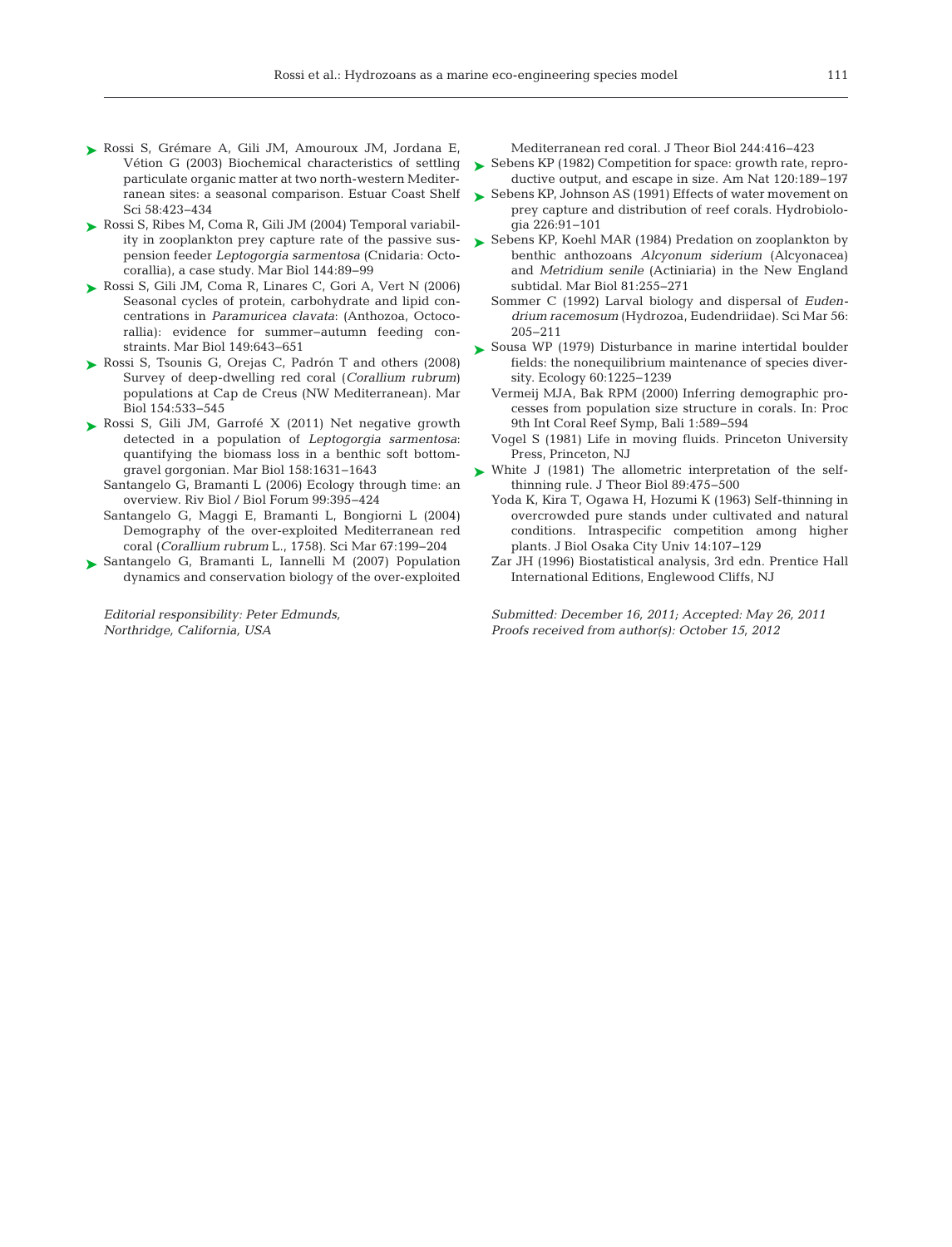- Rossi S, Grémare A, Gili JM, Amouroux JM, Jordana E, Vétion G (2003) Biochemical characteristics of settling particulate organic matter at two north-western Mediterranean sites: a seasonal comparison. Estuar Coast Shelf Sci 58:423–434
- Rossi S, Ribes M, Coma R, Gili JM (2004) Temporal variability in zooplankton prey capture rate of the passive suspension feeder *Leptogorgia sarmentosa* (Cnidaria: Octocorallia), a case study. Mar Biol 144:89–99
- Rossi S, Gili JM, Coma R, Linares C, Gori A, Vert N (2006) Seasonal cycles of protein, carbohydrate and lipid concentrations in *Paramuricea clavata*: (Anthozoa, Octocorallia): evidence for summer–autumn feeding constraints. Mar Biol 149:643–651
- Rossi S, Tsounis G, Orejas C, Padrón T and others (2008) Survey of deep-dwelling red coral (*Corallium rubrum*) populations at Cap de Creus (NW Mediterranean). Mar Biol 154:533–545
- Rossi S, Gili JM, Garrofé X (2011) Net negative growth detected in a population of *Leptogorgia sarmentosa*: quantifying the biomass loss in a benthic soft bottom-gravel gorgonian. Mar Biol 158:1631–1643
- Santangelo G, Bramanti L (2006) Ecology through time: an overview. Riv Biol / Biol Forum 99:395–424
- Santangelo G, Maggi E, Bramanti L, Bongiorni L (2004) Demography of the over-exploited Mediterranean red coral (*Corallium rubrum* L., 1758). Sci Mar 67:199–204
- Santangelo G, Bramanti L, Iannelli M (2007) Population dynamics and conservation biology of the over-exploited Mediterranean red coral. J Theor Biol 244:416–423
- Sebens KP (1982) Competition for space: growth rate, reproductive output, and escape in size. Am Nat 120:189–197
- Sebens KP, Johnson AS (1991) Effects of water movement on prey capture and distribution of reef corals. Hydrobiologia 226:91–101
- Sebens KP, Koehl MAR (1984) Predation on zooplankton by benthic anthozoans *Alcyonum siderium* (Alcyonacea) and *Metridium senile* (Actiniaria) in the New England subtidal. Mar Biol 81:255–271
- Sommer C (1992) Larval biology and dispersal of *Eudendrium racemosum* (Hydrozoa, Eudendriidae). Sci Mar 56: 205–211
- Sousa WP (1979) Disturbance in marine intertidal boulder fields: the nonequilibrium maintenance of species diversity. Ecology 60:1225–1239
- Vermeij MJA, Bak RPM (2000) Inferring demographic processes from population size structure in corals. In: Proc 9th Int Coral Reef Symp, Bali 1:589–594
- Vogel S (1981) Life in moving fluids. Princeton University Press, Princeton, NJ
- White J (1981) The allometric interpretation of the self-thinning rule. J Theor Biol 89:475–500
- Yoda K, Kira T, Ogawa H, Hozumi K (1963) Self-thinning in overcrowded pure stands under cultivated and natural conditions. Intraspecific competition among higher plants. J Biol Osaka City Univ 14:107–129
- Zar JH (1996) Biostatistical analysis, 3rd edn. Prentice Hall International Editions, Englewood Cliffs, NJ

*Editorial responsibility: Peter Edmunds, Northridge, California, USA*

*Submitted: December 16, 2011; Accepted: May 26, 2011*
*Proofs received from author(s): October 15, 2012*